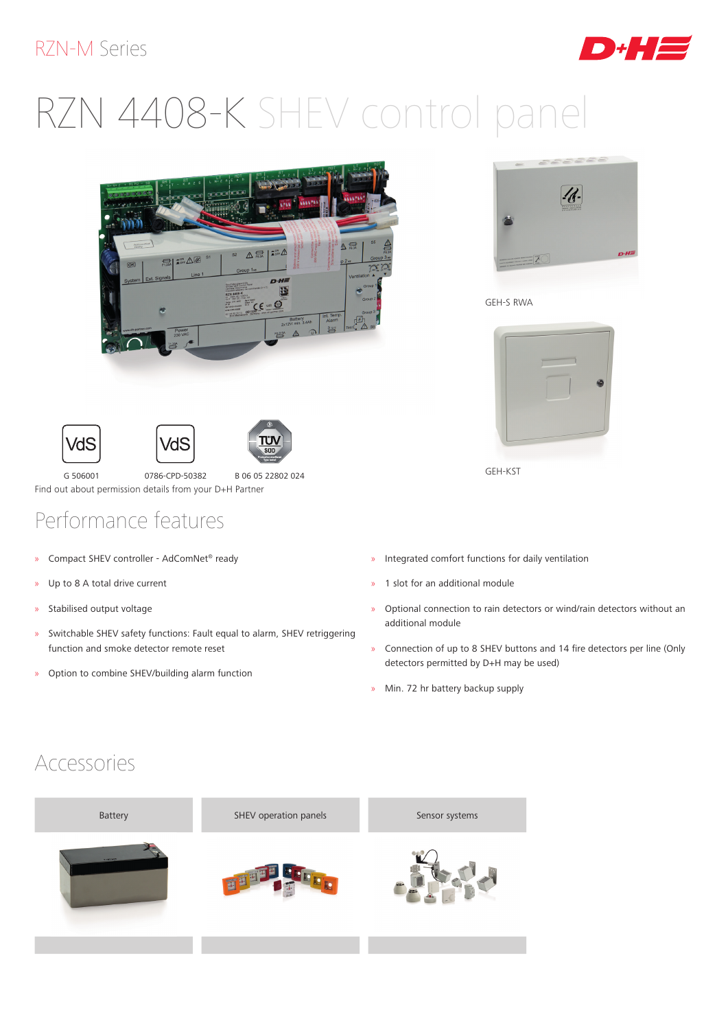RZN-M Series

# RZN 4408-K SHEV control panel

GEH-S RWA

GEH-KST

G 506001 0786-CPD-50382 B 06 05 22802 024

Find out about permission details from your D+H Partner

## Performance features

- Compact SHEV controller - AdComNet® ready
- Up to 8 A total drive current
- Stabilised output voltage
- Switchable SHEV safety functions: Fault equal to alarm, SHEV retriggering function and smoke detector remote reset
- Option to combine SHEV/building alarm function
- Integrated comfort functions for daily ventilation
- 1 slot for an additional module
- Optional connection to rain detectors or wind/rain detectors without an additional module
- Connection of up to 8 SHEV buttons and 14 fire detectors per line (Only detectors permitted by D+H may be used)
- Min. 72 hr battery backup supply

## Accessories

| Battery | SHEV operation panels | Sensor systems |
|---|---|---|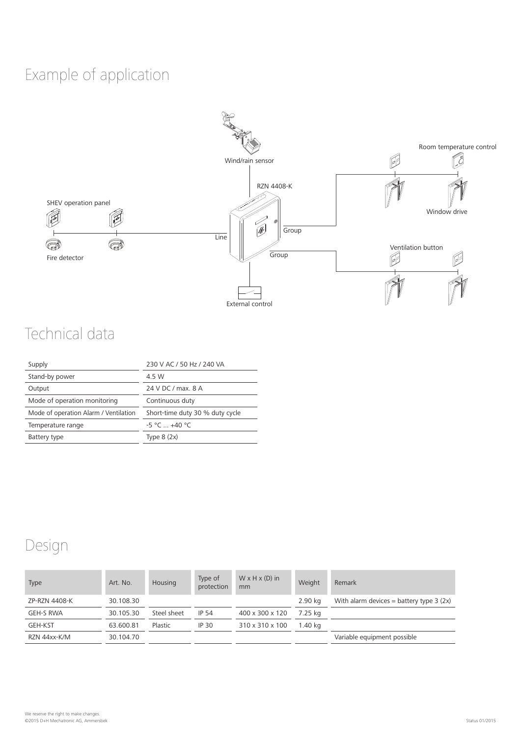# Example of application

Wind/rain sensor

Room temperature control

RZN 4408-K

SHEV operation panel

Window drive

Group

Line

Fire detector

Group

Ventilation button

External control

# Technical data

| | |
|---|---|
| Supply | 230 V AC / 50 Hz / 240 VA |
| Stand-by power | 4.5 W |
| Output | 24 V DC / max. 8 A |
| Mode of operation monitoring | Continuous duty |
| Mode of operation Alarm / Ventilation | Short-time duty 30 % duty cycle |
| Temperature range | -5 °C ... +40 °C |
| Battery type | Type 8 (2x) |

# Design

| Type | Art. No. | Housing | Type of protection | W x H x (D) in mm | Weight | Remark |
|---|---|---|---|---|---|---|
| ZP-RZN 4408-K | 30.108.30 | | | | 2.90 kg | With alarm devices = battery type 3 (2x) |
| GEH-S RWA | 30.105.30 | Steel sheet | IP 54 | 400 x 300 x 120 | 7.25 kg | |
| GEH-KST | 63.600.81 | Plastic | IP 30 | 310 x 310 x 100 | 1.40 kg | |
| RZN 44xx-K/M | 30.104.70 | | | | | Variable equipment possible |

We reserve the right to make changes.
©2015 D+H Mechatronic AG, Ammersbek

Status 01/2015